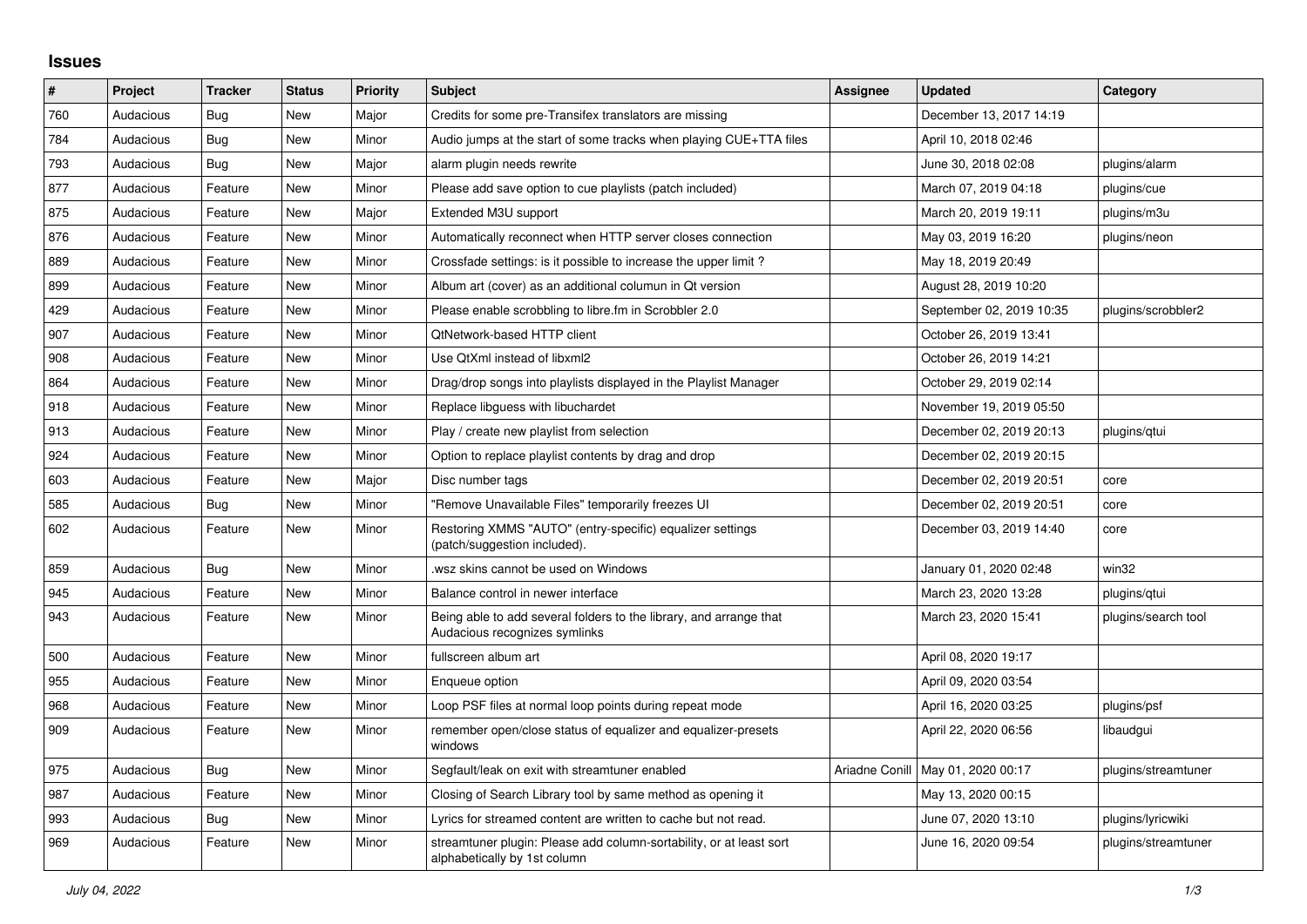# Issues

| # | Project | Tracker | Status | Priority | Subject | Assignee | Updated | Category |
|---|---|---|---|---|---|---|---|---|
| 760 | Audacious | Bug | New | Major | Credits for some pre-Transifex translators are missing | | December 13, 2017 14:19 | |
| 784 | Audacious | Bug | New | Minor | Audio jumps at the start of some tracks when playing CUE+TTA files | | April 10, 2018 02:46 | |
| 793 | Audacious | Bug | New | Major | alarm plugin needs rewrite | | June 30, 2018 02:08 | plugins/alarm |
| 877 | Audacious | Feature | New | Minor | Please add save option to cue playlists (patch included) | | March 07, 2019 04:18 | plugins/cue |
| 875 | Audacious | Feature | New | Major | Extended M3U support | | March 20, 2019 19:11 | plugins/m3u |
| 876 | Audacious | Feature | New | Minor | Automatically reconnect when HTTP server closes connection | | May 03, 2019 16:20 | plugins/neon |
| 889 | Audacious | Feature | New | Minor | Crossfade settings: is it possible to increase the upper limit ? | | May 18, 2019 20:49 | |
| 899 | Audacious | Feature | New | Minor | Album art (cover) as an additional columun in Qt version | | August 28, 2019 10:20 | |
| 429 | Audacious | Feature | New | Minor | Please enable scrobbling to libre.fm in Scrobbler 2.0 | | September 02, 2019 10:35 | plugins/scrobbler2 |
| 907 | Audacious | Feature | New | Minor | QtNetwork-based HTTP client | | October 26, 2019 13:41 | |
| 908 | Audacious | Feature | New | Minor | Use QtXml instead of libxml2 | | October 26, 2019 14:21 | |
| 864 | Audacious | Feature | New | Minor | Drag/drop songs into playlists displayed in the Playlist Manager | | October 29, 2019 02:14 | |
| 918 | Audacious | Feature | New | Minor | Replace libguess with libuchardet | | November 19, 2019 05:50 | |
| 913 | Audacious | Feature | New | Minor | Play / create new playlist from selection | | December 02, 2019 20:13 | plugins/qtui |
| 924 | Audacious | Feature | New | Minor | Option to replace playlist contents by drag and drop | | December 02, 2019 20:15 | |
| 603 | Audacious | Feature | New | Major | Disc number tags | | December 02, 2019 20:51 | core |
| 585 | Audacious | Bug | New | Minor | "Remove Unavailable Files" temporarily freezes UI | | December 02, 2019 20:51 | core |
| 602 | Audacious | Feature | New | Minor | Restoring XMMS "AUTO" (entry-specific) equalizer settings (patch/suggestion included). | | December 03, 2019 14:40 | core |
| 859 | Audacious | Bug | New | Minor | .wsz skins cannot be used on Windows | | January 01, 2020 02:48 | win32 |
| 945 | Audacious | Feature | New | Minor | Balance control in newer interface | | March 23, 2020 13:28 | plugins/qtui |
| 943 | Audacious | Feature | New | Minor | Being able to add several folders to the library, and arrange that Audacious recognizes symlinks | | March 23, 2020 15:41 | plugins/search tool |
| 500 | Audacious | Feature | New | Minor | fullscreen album art | | April 08, 2020 19:17 | |
| 955 | Audacious | Feature | New | Minor | Enqueue option | | April 09, 2020 03:54 | |
| 968 | Audacious | Feature | New | Minor | Loop PSF files at normal loop points during repeat mode | | April 16, 2020 03:25 | plugins/psf |
| 909 | Audacious | Feature | New | Minor | remember open/close status of equalizer and equalizer-presets windows | | April 22, 2020 06:56 | libaudgui |
| 975 | Audacious | Bug | New | Minor | Segfault/leak on exit with streamtuner enabled | Ariadne Conill | May 01, 2020 00:17 | plugins/streamtuner |
| 987 | Audacious | Feature | New | Minor | Closing of Search Library tool by same method as opening it | | May 13, 2020 00:15 | |
| 993 | Audacious | Bug | New | Minor | Lyrics for streamed content are written to cache but not read. | | June 07, 2020 13:10 | plugins/lyricwiki |
| 969 | Audacious | Feature | New | Minor | streamtuner plugin: Please add column-sortability, or at least sort alphabetically by 1st column | | June 16, 2020 09:54 | plugins/streamtuner |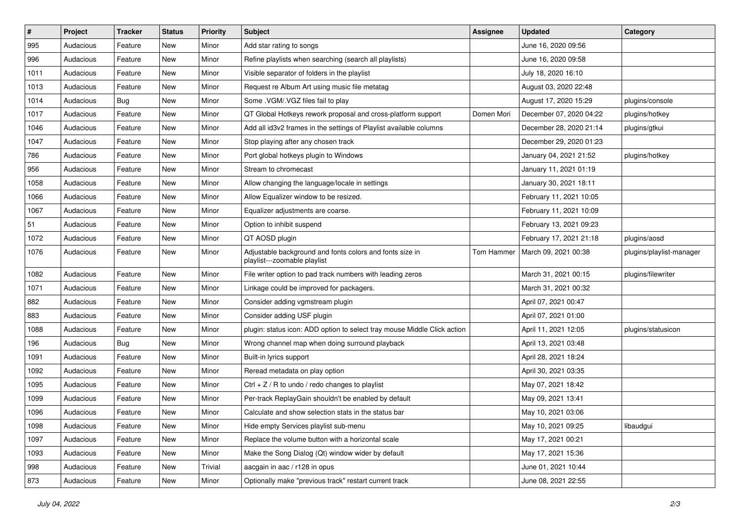| # | Project | Tracker | Status | Priority | Subject | Assignee | Updated | Category |
|---|---|---|---|---|---|---|---|---|
| 995 | Audacious | Feature | New | Minor | Add star rating to songs | | June 16, 2020 09:56 | |
| 996 | Audacious | Feature | New | Minor | Refine playlists when searching (search all playlists) | | June 16, 2020 09:58 | |
| 1011 | Audacious | Feature | New | Minor | Visible separator of folders in the playlist | | July 18, 2020 16:10 | |
| 1013 | Audacious | Feature | New | Minor | Request re Album Art using music file metatag | | August 03, 2020 22:48 | |
| 1014 | Audacious | Bug | New | Minor | Some .VGM/.VGZ files fail to play | | August 17, 2020 15:29 | plugins/console |
| 1017 | Audacious | Feature | New | Minor | QT Global Hotkeys rework proposal and cross-platform support | Domen Mori | December 07, 2020 04:22 | plugins/hotkey |
| 1046 | Audacious | Feature | New | Minor | Add all id3v2 frames in the settings of Playlist available columns | | December 28, 2020 21:14 | plugins/gtkui |
| 1047 | Audacious | Feature | New | Minor | Stop playing after any chosen track | | December 29, 2020 01:23 | |
| 786 | Audacious | Feature | New | Minor | Port global hotkeys plugin to Windows | | January 04, 2021 21:52 | plugins/hotkey |
| 956 | Audacious | Feature | New | Minor | Stream to chromecast | | January 11, 2021 01:19 | |
| 1058 | Audacious | Feature | New | Minor | Allow changing the language/locale in settings | | January 30, 2021 18:11 | |
| 1066 | Audacious | Feature | New | Minor | Allow Equalizer window to be resized. | | February 11, 2021 10:05 | |
| 1067 | Audacious | Feature | New | Minor | Equalizer adjustments are coarse. | | February 11, 2021 10:09 | |
| 51 | Audacious | Feature | New | Minor | Option to inhibit suspend | | February 13, 2021 09:23 | |
| 1072 | Audacious | Feature | New | Minor | QT AOSD plugin | | February 17, 2021 21:18 | plugins/aosd |
| 1076 | Audacious | Feature | New | Minor | Adjustable background and fonts colors and fonts size in playlist---zoomable playlist | Tom Hammer | March 09, 2021 00:38 | plugins/playlist-manager |
| 1082 | Audacious | Feature | New | Minor | File writer option to pad track numbers with leading zeros | | March 31, 2021 00:15 | plugins/filewriter |
| 1071 | Audacious | Feature | New | Minor | Linkage could be improved for packagers. | | March 31, 2021 00:32 | |
| 882 | Audacious | Feature | New | Minor | Consider adding vgmstream plugin | | April 07, 2021 00:47 | |
| 883 | Audacious | Feature | New | Minor | Consider adding USF plugin | | April 07, 2021 01:00 | |
| 1088 | Audacious | Feature | New | Minor | plugin: status icon: ADD option to select tray mouse Middle Click action | | April 11, 2021 12:05 | plugins/statusicon |
| 196 | Audacious | Bug | New | Minor | Wrong channel map when doing surround playback | | April 13, 2021 03:48 | |
| 1091 | Audacious | Feature | New | Minor | Built-in lyrics support | | April 28, 2021 18:24 | |
| 1092 | Audacious | Feature | New | Minor | Reread metadata on play option | | April 30, 2021 03:35 | |
| 1095 | Audacious | Feature | New | Minor | Ctrl + Z / R to undo / redo changes to playlist | | May 07, 2021 18:42 | |
| 1099 | Audacious | Feature | New | Minor | Per-track ReplayGain shouldn't be enabled by default | | May 09, 2021 13:41 | |
| 1096 | Audacious | Feature | New | Minor | Calculate and show selection stats in the status bar | | May 10, 2021 03:06 | |
| 1098 | Audacious | Feature | New | Minor | Hide empty Services playlist sub-menu | | May 10, 2021 09:25 | libaudgui |
| 1097 | Audacious | Feature | New | Minor | Replace the volume button with a horizontal scale | | May 17, 2021 00:21 | |
| 1093 | Audacious | Feature | New | Minor | Make the Song Dialog (Qt) window wider by default | | May 17, 2021 15:36 | |
| 998 | Audacious | Feature | New | Trivial | aacgain in aac / r128 in opus | | June 01, 2021 10:44 | |
| 873 | Audacious | Feature | New | Minor | Optionally make "previous track" restart current track | | June 08, 2021 22:55 | |

*July 04, 2022*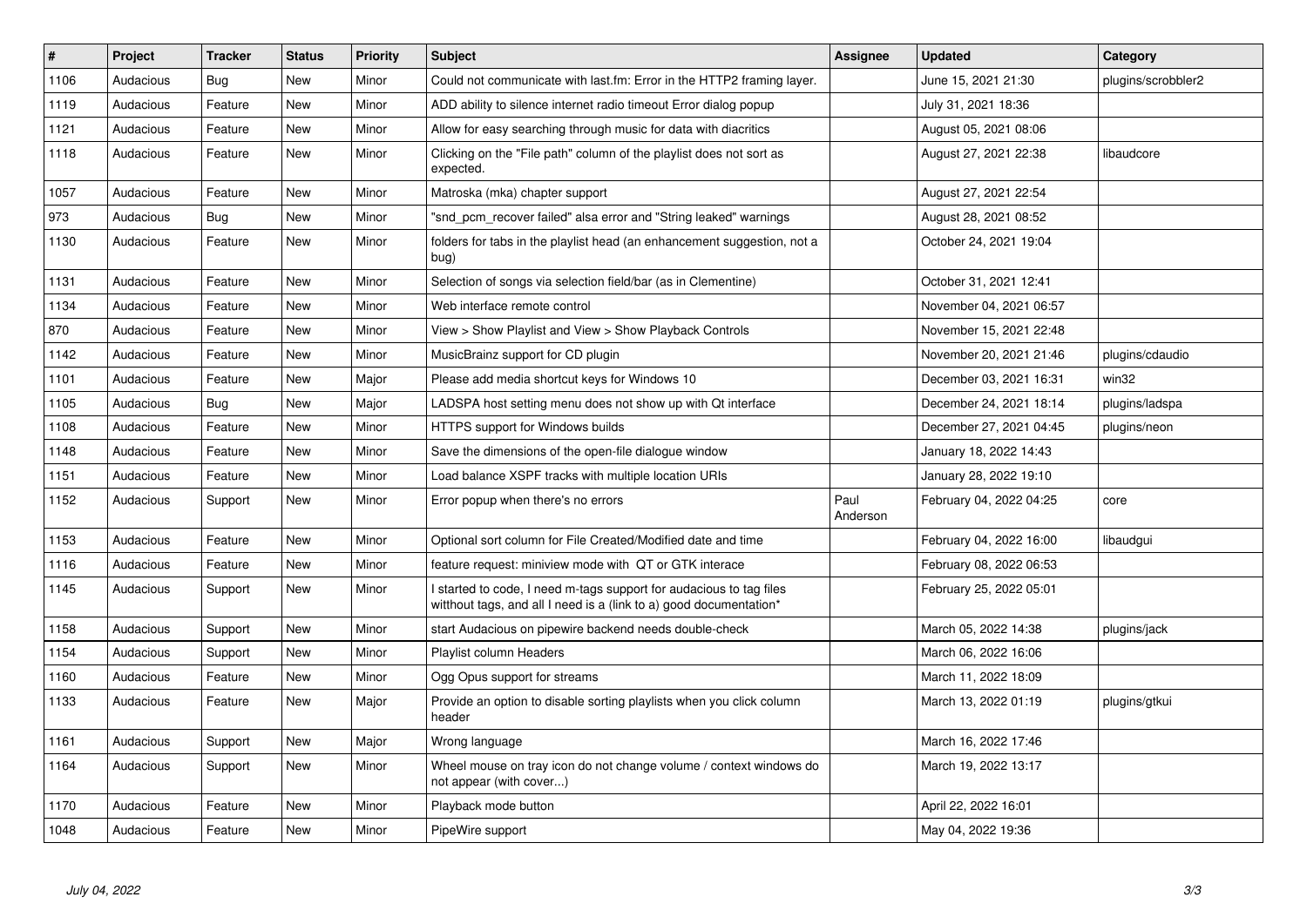| # | Project | Tracker | Status | Priority | Subject | Assignee | Updated | Category |
|---|---|---|---|---|---|---|---|---|
| 1106 | Audacious | Bug | New | Minor | Could not communicate with last.fm: Error in the HTTP2 framing layer. | | June 15, 2021 21:30 | plugins/scrobbler2 |
| 1119 | Audacious | Feature | New | Minor | ADD ability to silence internet radio timeout Error dialog popup | | July 31, 2021 18:36 | |
| 1121 | Audacious | Feature | New | Minor | Allow for easy searching through music for data with diacritics | | August 05, 2021 08:06 | |
| 1118 | Audacious | Feature | New | Minor | Clicking on the "File path" column of the playlist does not sort as expected. | | August 27, 2021 22:38 | libaudcore |
| 1057 | Audacious | Feature | New | Minor | Matroska (mka) chapter support | | August 27, 2021 22:54 | |
| 973 | Audacious | Bug | New | Minor | "snd_pcm_recover failed" alsa error and "String leaked" warnings | | August 28, 2021 08:52 | |
| 1130 | Audacious | Feature | New | Minor | folders for tabs in the playlist head (an enhancement suggestion, not a bug) | | October 24, 2021 19:04 | |
| 1131 | Audacious | Feature | New | Minor | Selection of songs via selection field/bar (as in Clementine) | | October 31, 2021 12:41 | |
| 1134 | Audacious | Feature | New | Minor | Web interface remote control | | November 04, 2021 06:57 | |
| 870 | Audacious | Feature | New | Minor | View > Show Playlist and View > Show Playback Controls | | November 15, 2021 22:48 | |
| 1142 | Audacious | Feature | New | Minor | MusicBrainz support for CD plugin | | November 20, 2021 21:46 | plugins/cdaudio |
| 1101 | Audacious | Feature | New | Major | Please add media shortcut keys for Windows 10 | | December 03, 2021 16:31 | win32 |
| 1105 | Audacious | Bug | New | Major | LADSPA host setting menu does not show up with Qt interface | | December 24, 2021 18:14 | plugins/ladspa |
| 1108 | Audacious | Feature | New | Minor | HTTPS support for Windows builds | | December 27, 2021 04:45 | plugins/neon |
| 1148 | Audacious | Feature | New | Minor | Save the dimensions of the open-file dialogue window | | January 18, 2022 14:43 | |
| 1151 | Audacious | Feature | New | Minor | Load balance XSPF tracks with multiple location URIs | | January 28, 2022 19:10 | |
| 1152 | Audacious | Support | New | Minor | Error popup when there's no errors | Paul Anderson | February 04, 2022 04:25 | core |
| 1153 | Audacious | Feature | New | Minor | Optional sort column for File Created/Modified date and time | | February 04, 2022 16:00 | libaudgui |
| 1116 | Audacious | Feature | New | Minor | feature request: miniview mode with QT or GTK interace | | February 08, 2022 06:53 | |
| 1145 | Audacious | Support | New | Minor | I started to code, I need m-tags support for audacious to tag files witthout tags, and all I need is a (link to a) good documentation* | | February 25, 2022 05:01 | |
| 1158 | Audacious | Support | New | Minor | start Audacious on pipewire backend needs double-check | | March 05, 2022 14:38 | plugins/jack |
| 1154 | Audacious | Support | New | Minor | Playlist column Headers | | March 06, 2022 16:06 | |
| 1160 | Audacious | Feature | New | Minor | Ogg Opus support for streams | | March 11, 2022 18:09 | |
| 1133 | Audacious | Feature | New | Major | Provide an option to disable sorting playlists when you click column header | | March 13, 2022 01:19 | plugins/gtkui |
| 1161 | Audacious | Support | New | Major | Wrong language | | March 16, 2022 17:46 | |
| 1164 | Audacious | Support | New | Minor | Wheel mouse on tray icon do not change volume / context windows do not appear (with cover...) | | March 19, 2022 13:17 | |
| 1170 | Audacious | Feature | New | Minor | Playback mode button | | April 22, 2022 16:01 | |
| 1048 | Audacious | Feature | New | Minor | PipeWire support | | May 04, 2022 19:36 | |

*July 04, 2022*